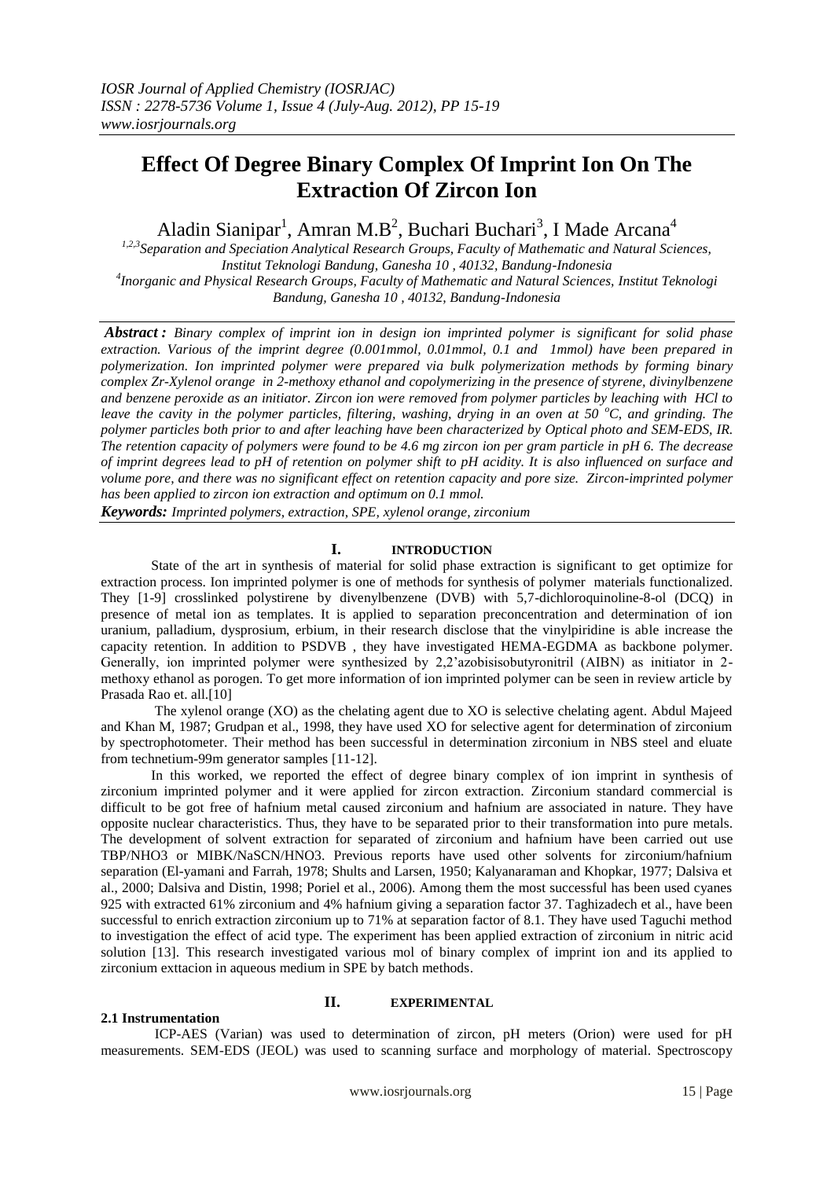# Effect Of Degree Binary Complex Of Imprint Ion On The Extraction Of Zircon Ion

Aladin Sianipar[1], Amran M.B[2], Buchari Buchari[3], I Made Arcana[4]

[1,2,3]Separation and Speciation Analytical Research Groups, Faculty of Mathematic and Natural Sciences, Institut Teknologi Bandung, Ganesha 10 , 40132, Bandung-Indonesia

[4]Inorganic and Physical Research Groups, Faculty of Mathematic and Natural Sciences, Institut Teknologi Bandung, Ganesha 10 , 40132, Bandung-Indonesia

***Abstract :*** *Binary complex of imprint ion in design ion imprinted polymer is significant for solid phase extraction. Various of the imprint degree (0.001mmol, 0.01mmol, 0.1 and 1mmol) have been prepared in polymerization. Ion imprinted polymer were prepared via bulk polymerization methods by forming binary complex Zr-Xylenol orange in 2-methoxy ethanol and copolymerizing in the presence of styrene, divinylbenzene and benzene peroxide as an initiator. Zircon ion were removed from polymer particles by leaching with HCl to leave the cavity in the polymer particles, filtering, washing, drying in an oven at 50 $^oC$, and grinding. The polymer particles both prior to and after leaching have been characterized by Optical photo and SEM-EDS, IR. The retention capacity of polymers were found to be 4.6 mg zircon ion per gram particle in pH 6. The decrease of imprint degrees lead to pH of retention on polymer shift to pH acidity. It is also influenced on surface and volume pore, and there was no significant effect on retention capacity and pore size. Zircon-imprinted polymer has been applied to zircon ion extraction and optimum on 0.1 mmol.*

***Keywords:*** *Imprinted polymers, extraction, SPE, xylenol orange, zirconium*

## I. INTRODUCTION

State of the art in synthesis of material for solid phase extraction is significant to get optimize for extraction process. Ion imprinted polymer is one of methods for synthesis of polymer materials functionalized. They [1-9] crosslinked polystirene by divenylbenzene (DVB) with 5,7-dichloroquinoline-8-ol (DCQ) in presence of metal ion as templates. It is applied to separation preconcentration and determination of ion uranium, palladium, dysprosium, erbium, in their research disclose that the vinylpiridine is able increase the capacity retention. In addition to PSDVB , they have investigated HEMA-EGDMA as backbone polymer. Generally, ion imprinted polymer were synthesized by 2,2'azobisisobutyronitril (AIBN) as initiator in 2-methoxy ethanol as porogen. To get more information of ion imprinted polymer can be seen in review article by Prasada Rao et. all.[10]

The xylenol orange (XO) as the chelating agent due to XO is selective chelating agent. Abdul Majeed and Khan M, 1987; Grudpan et al., 1998, they have used XO for selective agent for determination of zirconium by spectrophotometer. Their method has been successful in determination zirconium in NBS steel and eluate from technetium-99m generator samples [11-12].

In this worked, we reported the effect of degree binary complex of ion imprint in synthesis of zirconium imprinted polymer and it were applied for zircon extraction. Zirconium standard commercial is difficult to be got free of hafnium metal caused zirconium and hafnium are associated in nature. They have opposite nuclear characteristics. Thus, they have to be separated prior to their transformation into pure metals. The development of solvent extraction for separated of zirconium and hafnium have been carried out use TBP/NHO3 or MIBK/NaSCN/HNO3. Previous reports have used other solvents for zirconium/hafnium separation (El-yamani and Farrah, 1978; Shults and Larsen, 1950; Kalyanaraman and Khopkar, 1977; Dalsiva et al., 2000; Dalsiva and Distin, 1998; Poriel et al., 2006). Among them the most successful has been used cyanes 925 with extracted 61% zirconium and 4% hafnium giving a separation factor 37. Taghizadech et al., have been successful to enrich extraction zirconium up to 71% at separation factor of 8.1. They have used Taguchi method to investigation the effect of acid type. The experiment has been applied extraction of zirconium in nitric acid solution [13]. This research investigated various mol of binary complex of imprint ion and its applied to zirconium exttacion in aqueous medium in SPE by batch methods.

## II. EXPERIMENTAL

### 2.1 Instrumentation

ICP-AES (Varian) was used to determination of zircon, pH meters (Orion) were used for pH measurements. SEM-EDS (JEOL) was used to scanning surface and morphology of material. Spectroscopy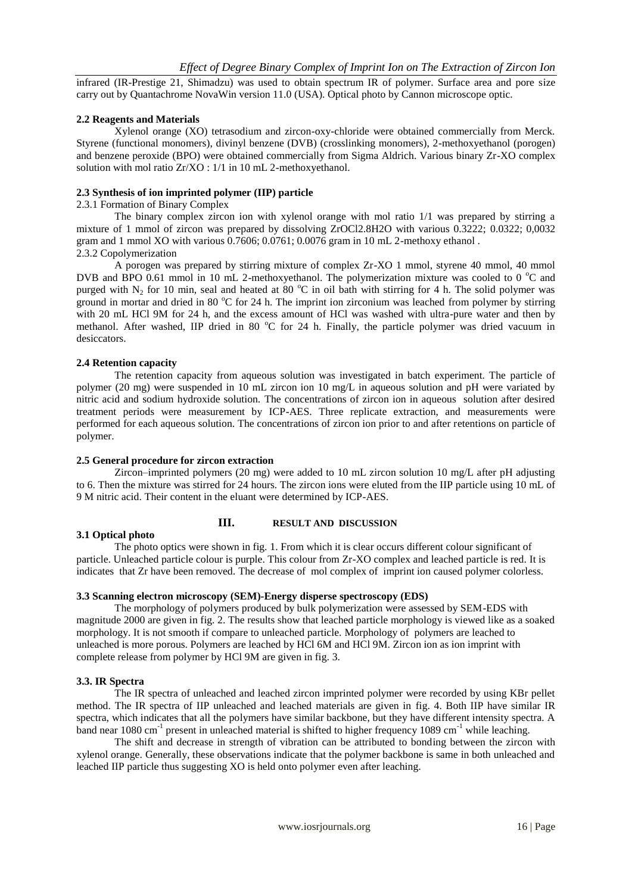infrared (IR-Prestige 21, Shimadzu) was used to obtain spectrum IR of polymer. Surface area and pore size carry out by Quantachrome NovaWin version 11.0 (USA). Optical photo by Cannon microscope optic.

### 2.2 Reagents and Materials

Xylenol orange (XO) tetrasodium and zircon-oxy-chloride were obtained commercially from Merck. Styrene (functional monomers), divinyl benzene (DVB) (crosslinking monomers), 2-methoxyethanol (porogen) and benzene peroxide (BPO) were obtained commercially from Sigma Aldrich. Various binary Zr-XO complex solution with mol ratio Zr/XO : 1/1 in 10 mL 2-methoxyethanol.

### 2.3 Synthesis of ion imprinted polymer (IIP) particle

2.3.1 Formation of Binary Complex

The binary complex zircon ion with xylenol orange with mol ratio 1/1 was prepared by stirring a mixture of 1 mmol of zircon was prepared by dissolving $ZrOCl2.8H2O$ with various 0.3222; 0.0322; 0,0032 gram and 1 mmol XO with various 0.7606; 0.0761; 0.0076 gram in 10 mL 2-methoxy ethanol .

2.3.2 Copolymerization

A porogen was prepared by stirring mixture of complex Zr-XO 1 mmol, styrene 40 mmol, 40 mmol DVB and BPO 0.61 mmol in 10 mL 2-methoxyethanol. The polymerization mixture was cooled to 0 °C and purged with $N_2$ for 10 min, seal and heated at 80 °C in oil bath with stirring for 4 h. The solid polymer was ground in mortar and dried in 80 °C for 24 h. The imprint ion zirconium was leached from polymer by stirring with 20 mL HCl 9M for 24 h, and the excess amount of HCl was washed with ultra-pure water and then by methanol. After washed, IIP dried in 80 °C for 24 h. Finally, the particle polymer was dried vacuum in desiccators.

### 2.4 Retention capacity

The retention capacity from aqueous solution was investigated in batch experiment. The particle of polymer (20 mg) were suspended in 10 mL zircon ion 10 mg/L in aqueous solution and pH were variated by nitric acid and sodium hydroxide solution. The concentrations of zircon ion in aqueous solution after desired treatment periods were measurement by ICP-AES. Three replicate extraction, and measurements were performed for each aqueous solution. The concentrations of zircon ion prior to and after retentions on particle of polymer.

### 2.5 General procedure for zircon extraction

Zircon–imprinted polymers (20 mg) were added to 10 mL zircon solution 10 mg/L after pH adjusting to 6. Then the mixture was stirred for 24 hours. The zircon ions were eluted from the IIP particle using 10 mL of 9 M nitric acid. Their content in the eluant were determined by ICP-AES.

## III. RESULT AND DISCUSSION

### 3.1 Optical photo

The photo optics were shown in fig. 1. From which it is clear occurs different colour significant of particle. Unleached particle colour is purple. This colour from Zr-XO complex and leached particle is red. It is indicates that Zr have been removed. The decrease of mol complex of imprint ion caused polymer colorless.

### 3.3 Scanning electron microscopy (SEM)-Energy disperse spectroscopy (EDS)

The morphology of polymers produced by bulk polymerization were assessed by SEM-EDS with magnitude 2000 are given in fig. 2. The results show that leached particle morphology is viewed like as a soaked morphology. It is not smooth if compare to unleached particle. Morphology of polymers are leached to unleached is more porous. Polymers are leached by HCl 6M and HCl 9M. Zircon ion as ion imprint with complete release from polymer by HCl 9M are given in fig. 3.

### 3.3. IR Spectra

The IR spectra of unleached and leached zircon imprinted polymer were recorded by using KBr pellet method. The IR spectra of IIP unleached and leached materials are given in fig. 4. Both IIP have similar IR spectra, which indicates that all the polymers have similar backbone, but they have different intensity spectra. A band near 1080 $cm^{-1}$ present in unleached material is shifted to higher frequency 1089 $cm^{-1}$ while leaching.

The shift and decrease in strength of vibration can be attributed to bonding between the zircon with xylenol orange. Generally, these observations indicate that the polymer backbone is same in both unleached and leached IIP particle thus suggesting XO is held onto polymer even after leaching.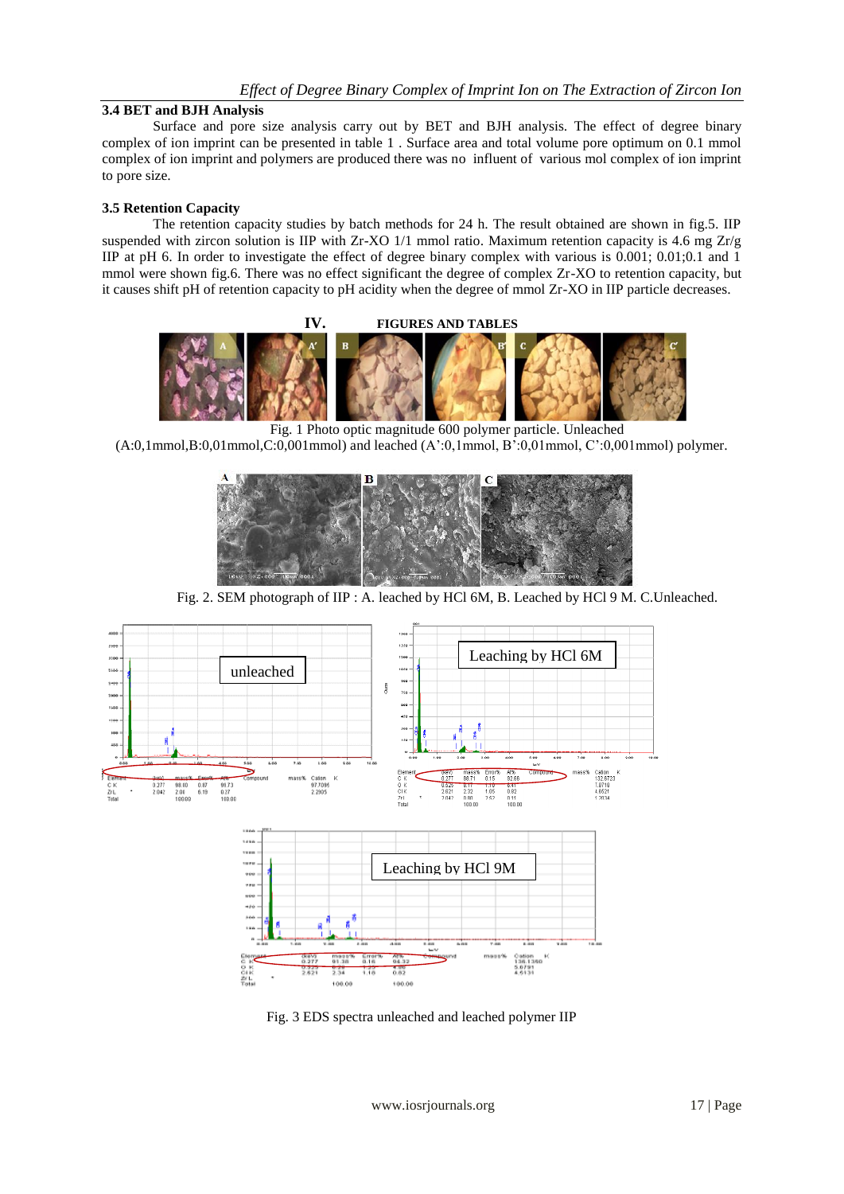### 3.4 BET and BJH Analysis

Surface and pore size analysis carry out by BET and BJH analysis. The effect of degree binary complex of ion imprint can be presented in table 1 . Surface area and total volume pore optimum on 0.1 mmol complex of ion imprint and polymers are produced there was no influent of various mol complex of ion imprint to pore size.

### 3.5 Retention Capacity

The retention capacity studies by batch methods for 24 h. The result obtained are shown in fig.5. IIP suspended with zircon solution is IIP with Zr-XO 1/1 mmol ratio. Maximum retention capacity is 4.6 mg Zr/g IIP at pH 6. In order to investigate the effect of degree binary complex with various is 0.001; 0.01;0.1 and 1 mmol were shown fig.6. There was no effect significant the degree of complex Zr-XO to retention capacity, but it causes shift pH of retention capacity to pH acidity when the degree of mmol Zr-XO in IIP particle decreases.

## IV. FIGURES AND TABLES

Fig. 1 Photo optic magnitude 600 polymer particle. Unleached (A:0,1mmol,B:0,01mmol,C:0,001mmol) and leached (A':0,1mmol, B':0,01mmol, C':0,001mmol) polymer.

Fig. 2. SEM photograph of IIP : A. leached by HCl 6M, B. Leached by HCl 9 M. C.Unleached.

unleached

Leaching by HCl 6M

Leaching by HCl 9M

Fig. 3 EDS spectra unleached and leached polymer IIP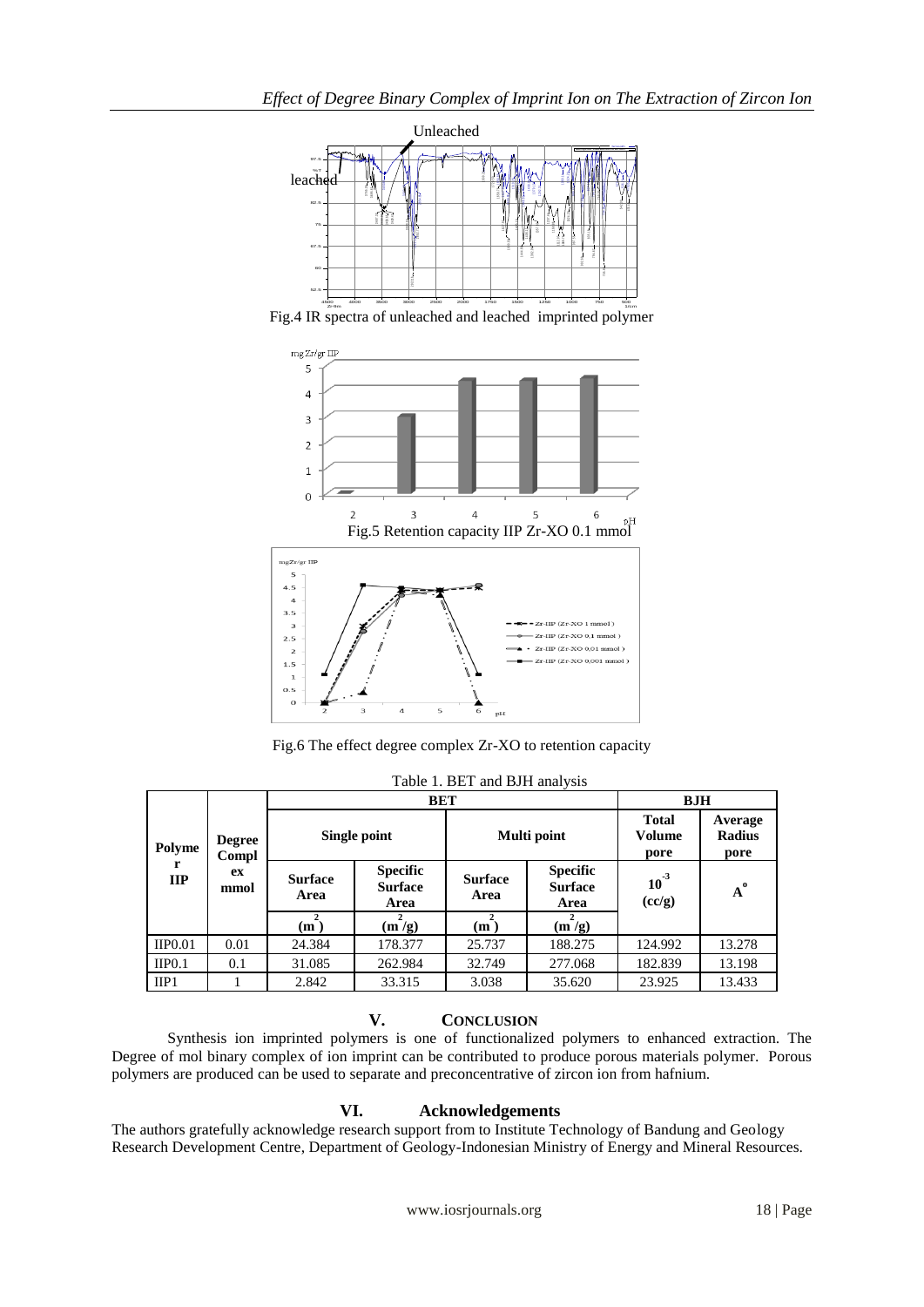Unleached

leached

Fig.4 IR spectra of unleached and leached imprinted polymer

mg Zr/gr IIP

5
4
3
2
1
0

2 3 4 5 6 pH

Fig.5 Retention capacity IIP Zr-XO 0.1 mmol

mgZr/gr IIP

Zr-IIP (Zr-XO 1 mmol)
Zr-IIP (Zr-XO 0,1 mmol)
Zr-IIP (Zr-XO 0,01 mmol)
Zr-IIP (Zr-XO 0,001 mmol)

pH

Fig.6 The effect degree complex Zr-XO to retention capacity

Table 1. BET and BJH analysis

| Polymer IIP | Degree Complex mmol | BET | | | | BJH | |
|---|---|---|---|---|---|---|---|
| | | Single point | | Multi point | | Total Volume pore | Average Radius pore |
| | | Surface Area | Specific Surface Area | Surface Area | Specific Surface Area | $10^{-3}$ (cc/g) | $A^o$ |
| | | $(m^2)$ | $(m^2/g)$ | $(m^2)$ | $(m^2/g)$ | | |
| IIP0.01 | 0.01 | 24.384 | 178.377 | 25.737 | 188.275 | 124.992 | 13.278 |
| IIP0.1 | 0.1 | 31.085 | 262.984 | 32.749 | 277.068 | 182.839 | 13.198 |
| IIP1 | 1 | 2.842 | 33.315 | 3.038 | 35.620 | 23.925 | 13.433 |

## V. CONCLUSION

Synthesis ion imprinted polymers is one of functionalized polymers to enhanced extraction. The Degree of mol binary complex of ion imprint can be contributed to produce porous materials polymer. Porous polymers are produced can be used to separate and preconcentrative of zircon ion from hafnium.

## VI. Acknowledgements

The authors gratefully acknowledge research support from to Institute Technology of Bandung and Geology Research Development Centre, Department of Geology-Indonesian Ministry of Energy and Mineral Resources.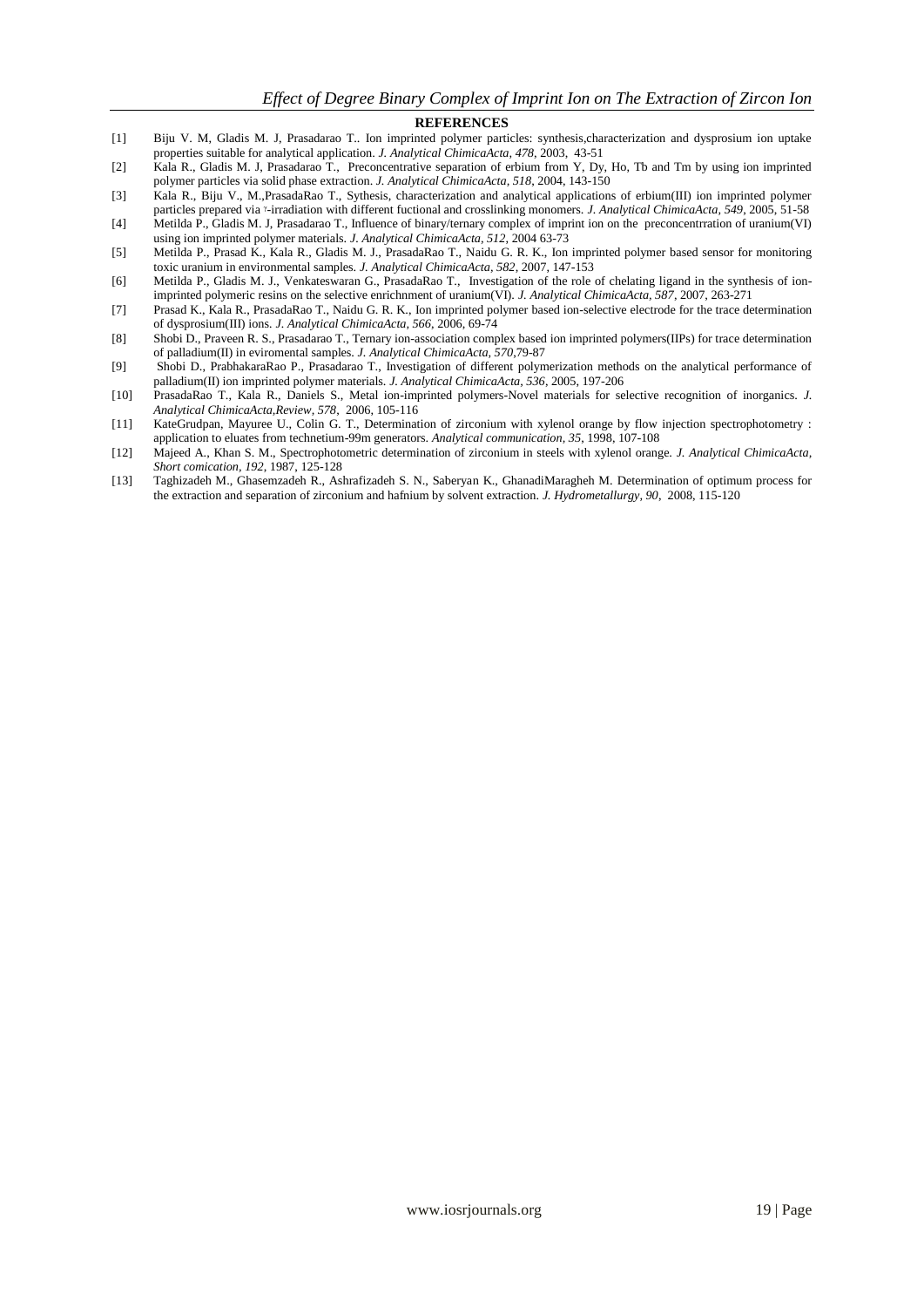**REFERENCES**

[1] Biju V. M, Gladis M. J, Prasadarao T.. Ion imprinted polymer particles: synthesis,characterization and dysprosium ion uptake properties suitable for analytical application. *J. Analytical ChimicaActa, 478*, 2003, 43-51

[2] Kala R., Gladis M. J, Prasadarao T., Preconcentrative separation of erbium from Y, Dy, Ho, Tb and Tm by using ion imprinted polymer particles via solid phase extraction. *J. Analytical ChimicaActa, 518*, 2004, 143-150

[3] Kala R., Biju V., M.,PrasadaRao T., Sythesis, characterization and analytical applications of erbium(III) ion imprinted polymer particles prepared via γ-irradiation with different fuctional and crosslinking monomers. *J. Analytical ChimicaActa, 549*, 2005, 51-58

[4] Metilda P., Gladis M. J, Prasadarao T., Influence of binary/ternary complex of imprint ion on the preconcentrration of uranium(VI) using ion imprinted polymer materials. *J. Analytical ChimicaActa, 512*, 2004 63-73

[5] Metilda P., Prasad K., Kala R., Gladis M. J., PrasadaRao T., Naidu G. R. K., Ion imprinted polymer based sensor for monitoring toxic uranium in environmental samples. *J. Analytical ChimicaActa, 582*, 2007, 147-153

[6] Metilda P., Gladis M. J., Venkateswaran G., PrasadaRao T., Investigation of the role of chelating ligand in the synthesis of ion-imprinted polymeric resins on the selective enrichnment of uranium(VI). *J. Analytical ChimicaActa, 587*, 2007, 263-271

[7] Prasad K., Kala R., PrasadaRao T., Naidu G. R. K., Ion imprinted polymer based ion-selective electrode for the trace determination of dysprosium(III) ions. *J. Analytical ChimicaActa, 566*, 2006, 69-74

[8] Shobi D., Praveen R. S., Prasadarao T., Ternary ion-association complex based ion imprinted polymers(IIPs) for trace determination of palladium(II) in eviromental samples. *J. Analytical ChimicaActa, 570*,79-87

[9] Shobi D., PrabhakaraRao P., Prasadarao T., Investigation of different polymerization methods on the analytical performance of palladium(II) ion imprinted polymer materials. *J. Analytical ChimicaActa, 536*, 2005, 197-206

[10] PrasadaRao T., Kala R., Daniels S., Metal ion-imprinted polymers-Novel materials for selective recognition of inorganics. *J. Analytical ChimicaActa,Review, 578*, 2006, 105-116

[11] KateGrudpan, Mayuree U., Colin G. T., Determination of zirconium with xylenol orange by flow injection spectrophotometry : application to eluates from technetium-99m generators. *Analytical communication, 35*, 1998, 107-108

[12] Majeed A., Khan S. M., Spectrophotometric determination of zirconium in steels with xylenol orange. *J. Analytical ChimicaActa, Short comication, 192*, 1987, 125-128

[13] Taghizadeh M., Ghasemzadeh R., Ashrafizadeh S. N., Saberyan K., GhanadiMaragheh M. Determination of optimum process for the extraction and separation of zirconium and hafnium by solvent extraction. *J. Hydrometallurgy, 90*, 2008, 115-120